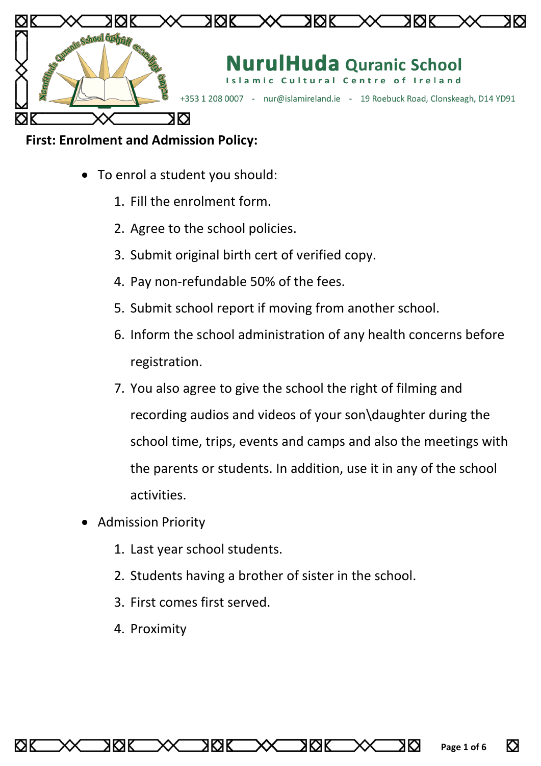# NurulHuda Quranic School

Islamic Cultural Centre of Ireland

+353 1 208 0007 - nur@islamireland.ie - 19 Roebuck Road, Clonskeagh, D14 YD91

**First: Enrolment and Admission Policy:**

- To enrol a student you should:
    1. Fill the enrolment form.
    2. Agree to the school policies.
    3. Submit original birth cert of verified copy.
    4. Pay non-refundable 50% of the fees.
    5. Submit school report if moving from another school.
    6. Inform the school administration of any health concerns before registration.
    7. You also agree to give the school the right of filming and recording audios and videos of your son\daughter during the school time, trips, events and camps and also the meetings with the parents or students. In addition, use it in any of the school activities.
- Admission Priority
    1. Last year school students.
    2. Students having a brother of sister in the school.
    3. First comes first served.
    4. Proximity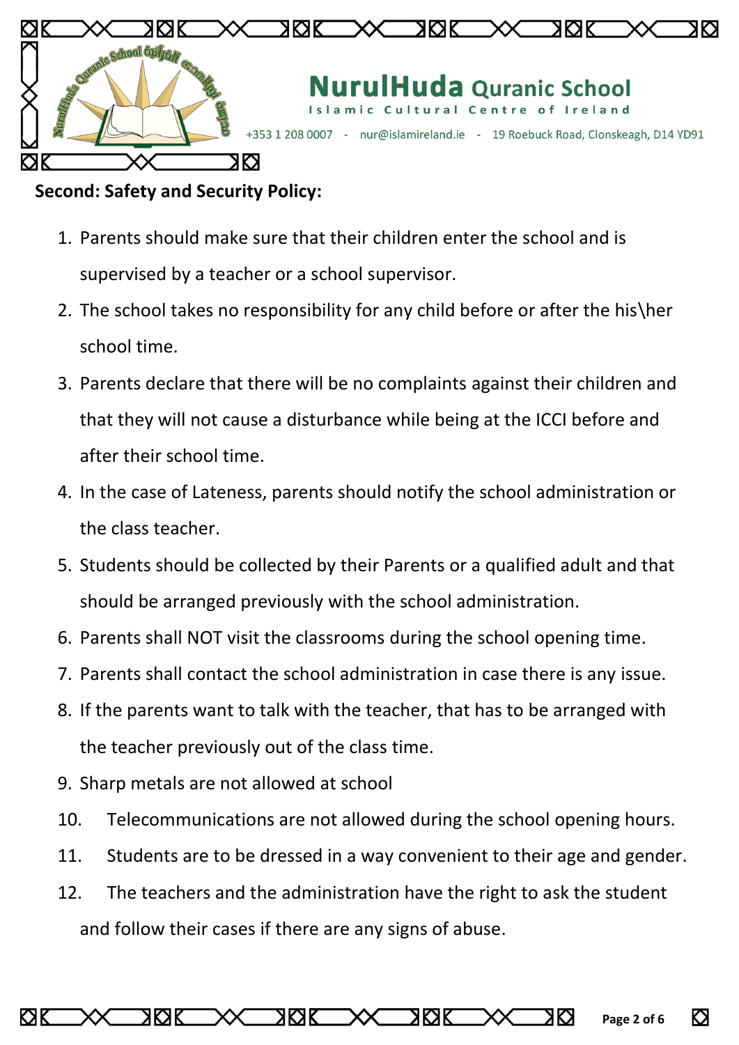**Second: Safety and Security Policy:**

1. Parents should make sure that their children enter the school and is supervised by a teacher or a school supervisor.
2. The school takes no responsibility for any child before or after the his\her school time.
3. Parents declare that there will be no complaints against their children and that they will not cause a disturbance while being at the ICCI before and after their school time.
4. In the case of Lateness, parents should notify the school administration or the class teacher.
5. Students should be collected by their Parents or a qualified adult and that should be arranged previously with the school administration.
6. Parents shall NOT visit the classrooms during the school opening time.
7. Parents shall contact the school administration in case there is any issue.
8. If the parents want to talk with the teacher, that has to be arranged with the teacher previously out of the class time.
9. Sharp metals are not allowed at school
10. Telecommunications are not allowed during the school opening hours.
11. Students are to be dressed in a way convenient to their age and gender.
12. The teachers and the administration have the right to ask the student and follow their cases if there are any signs of abuse.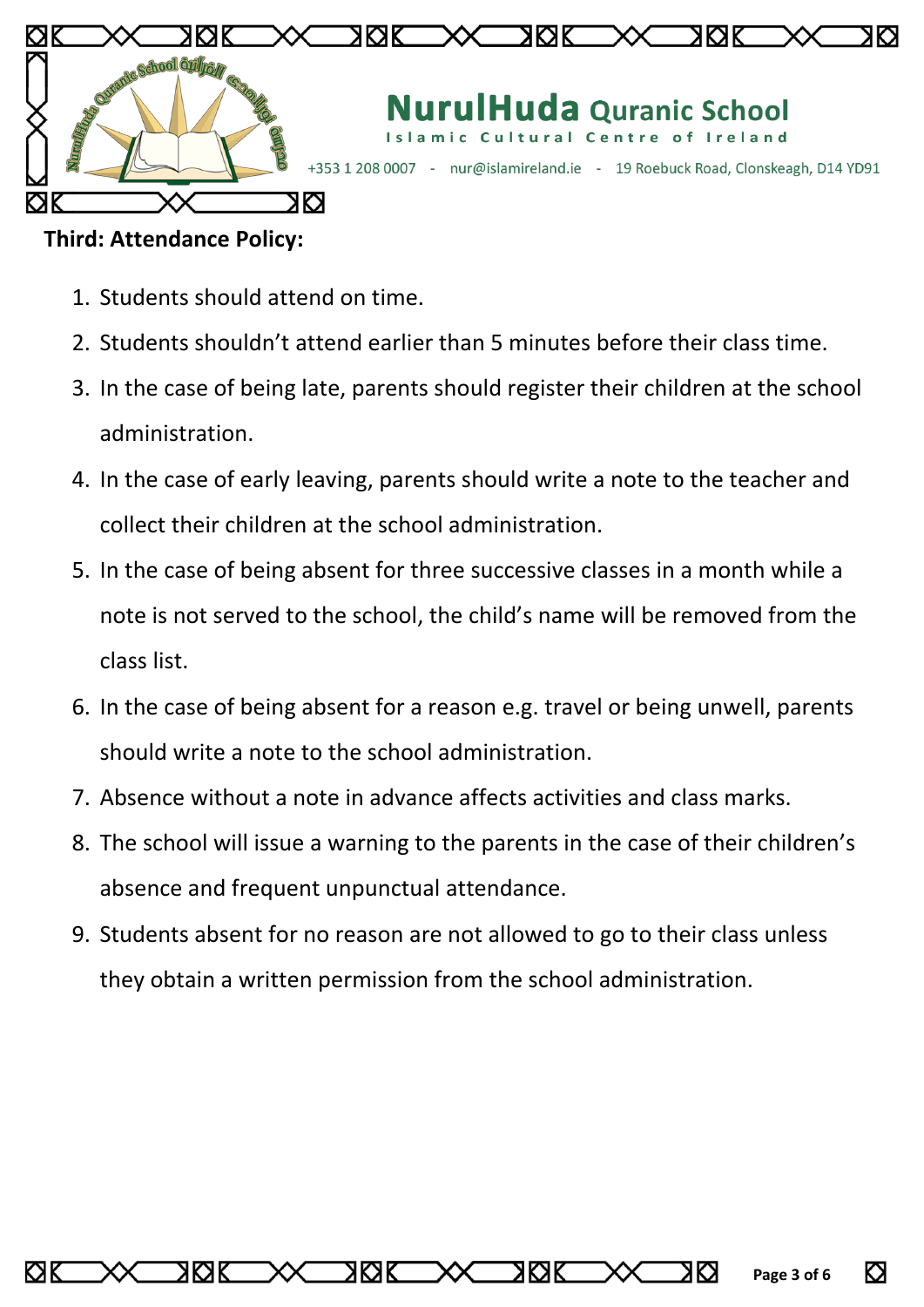**Third: Attendance Policy:**

1. Students should attend on time.
2. Students shouldn't attend earlier than 5 minutes before their class time.
3. In the case of being late, parents should register their children at the school administration.
4. In the case of early leaving, parents should write a note to the teacher and collect their children at the school administration.
5. In the case of being absent for three successive classes in a month while a note is not served to the school, the child's name will be removed from the class list.
6. In the case of being absent for a reason e.g. travel or being unwell, parents should write a note to the school administration.
7. Absence without a note in advance affects activities and class marks.
8. The school will issue a warning to the parents in the case of their children's absence and frequent unpunctual attendance.
9. Students absent for no reason are not allowed to go to their class unless they obtain a written permission from the school administration.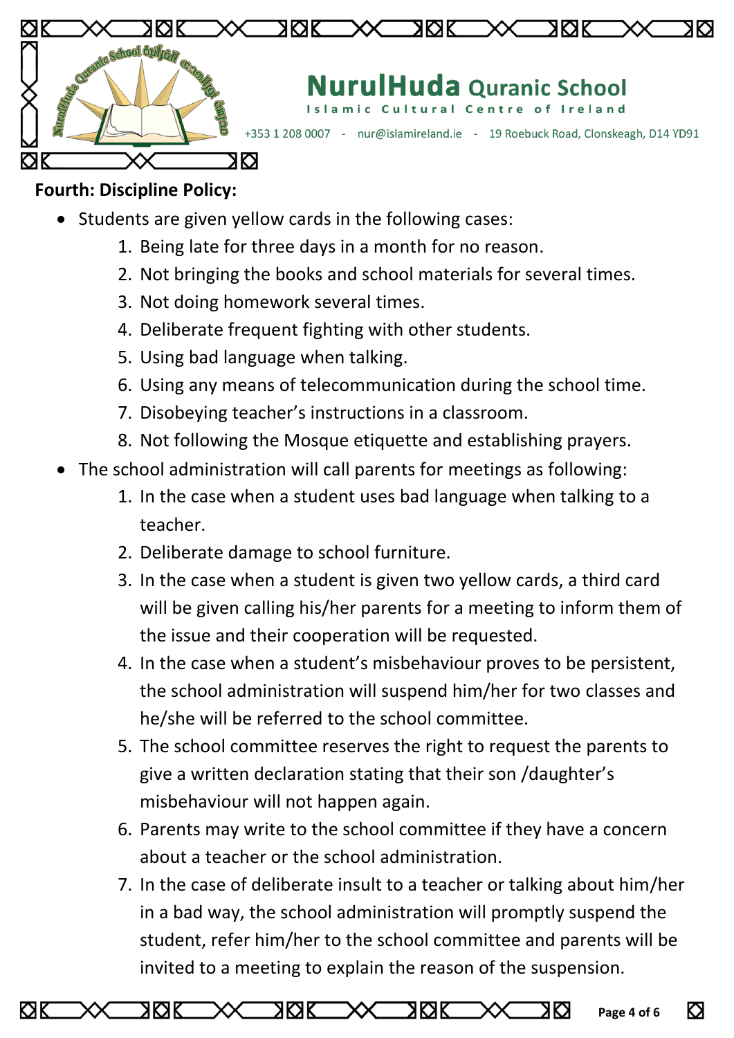**Fourth: Discipline Policy:**

- Students are given yellow cards in the following cases:
  1. Being late for three days in a month for no reason.
  2. Not bringing the books and school materials for several times.
  3. Not doing homework several times.
  4. Deliberate frequent fighting with other students.
  5. Using bad language when talking.
  6. Using any means of telecommunication during the school time.
  7. Disobeying teacher's instructions in a classroom.
  8. Not following the Mosque etiquette and establishing prayers.
- The school administration will call parents for meetings as following:
  1. In the case when a student uses bad language when talking to a teacher.
  2. Deliberate damage to school furniture.
  3. In the case when a student is given two yellow cards, a third card will be given calling his/her parents for a meeting to inform them of the issue and their cooperation will be requested.
  4. In the case when a student's misbehaviour proves to be persistent, the school administration will suspend him/her for two classes and he/she will be referred to the school committee.
  5. The school committee reserves the right to request the parents to give a written declaration stating that their son /daughter's misbehaviour will not happen again.
  6. Parents may write to the school committee if they have a concern about a teacher or the school administration.
  7. In the case of deliberate insult to a teacher or talking about him/her in a bad way, the school administration will promptly suspend the student, refer him/her to the school committee and parents will be invited to a meeting to explain the reason of the suspension.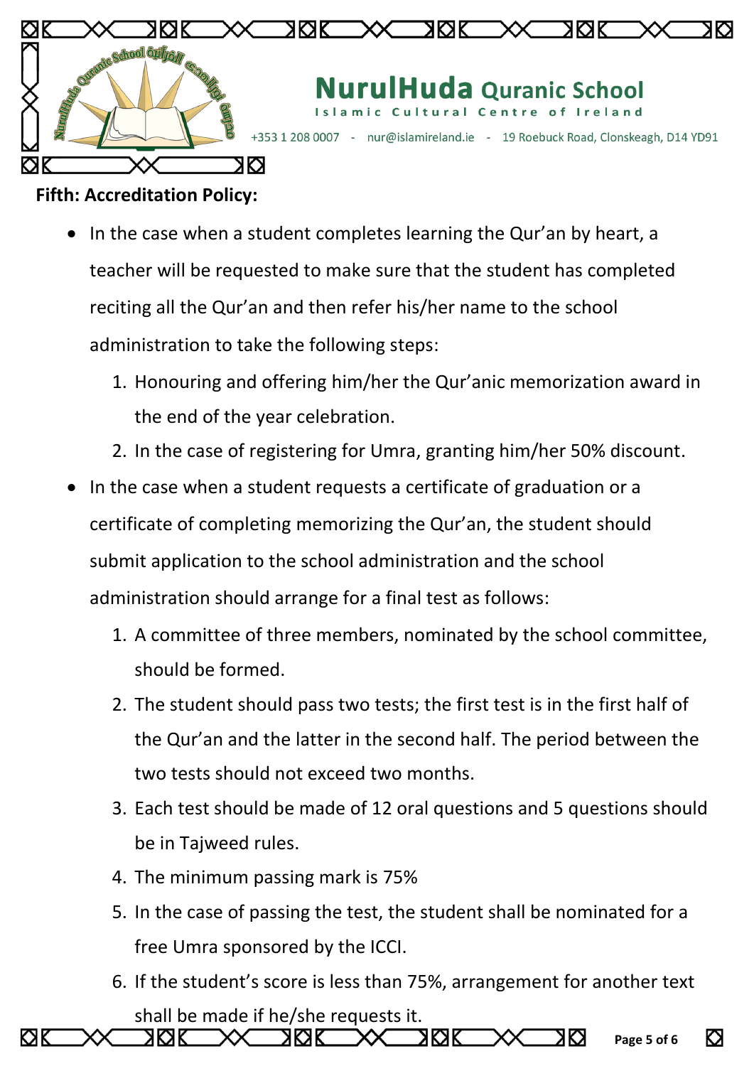**Fifth: Accreditation Policy:**

- In the case when a student completes learning the Qur'an by heart, a teacher will be requested to make sure that the student has completed reciting all the Qur'an and then refer his/her name to the school administration to take the following steps:
    1. Honouring and offering him/her the Qur'anic memorization award in the end of the year celebration.
    2. In the case of registering for Umra, granting him/her 50% discount.
- In the case when a student requests a certificate of graduation or a certificate of completing memorizing the Qur'an, the student should submit application to the school administration and the school administration should arrange for a final test as follows:
    1. A committee of three members, nominated by the school committee, should be formed.
    2. The student should pass two tests; the first test is in the first half of the Qur'an and the latter in the second half. The period between the two tests should not exceed two months.
    3. Each test should be made of 12 oral questions and 5 questions should be in Tajweed rules.
    4. The minimum passing mark is 75%
    5. In the case of passing the test, the student shall be nominated for a free Umra sponsored by the ICCI.
    6. If the student's score is less than 75%, arrangement for another text shall be made if he/she requests it.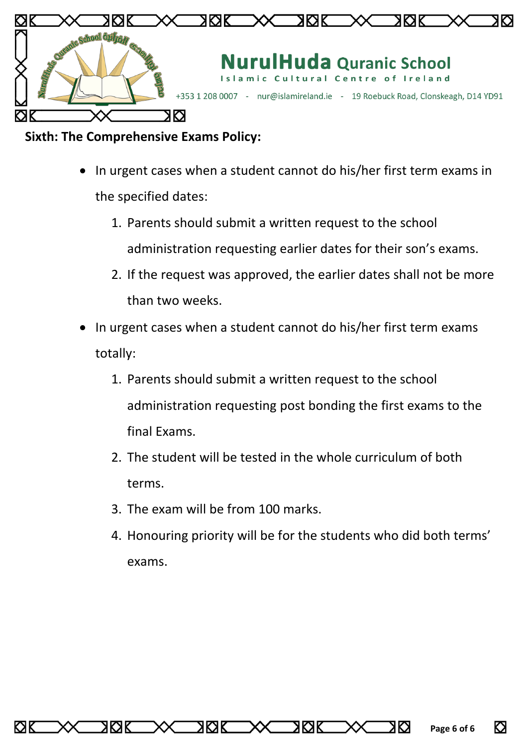**Sixth: The Comprehensive Exams Policy:**

- In urgent cases when a student cannot do his/her first term exams in the specified dates:
    1. Parents should submit a written request to the school administration requesting earlier dates for their son's exams.
    2. If the request was approved, the earlier dates shall not be more than two weeks.
- In urgent cases when a student cannot do his/her first term exams totally:
    1. Parents should submit a written request to the school administration requesting post bonding the first exams to the final Exams.
    2. The student will be tested in the whole curriculum of both terms.
    3. The exam will be from 100 marks.
    4. Honouring priority will be for the students who did both terms' exams.